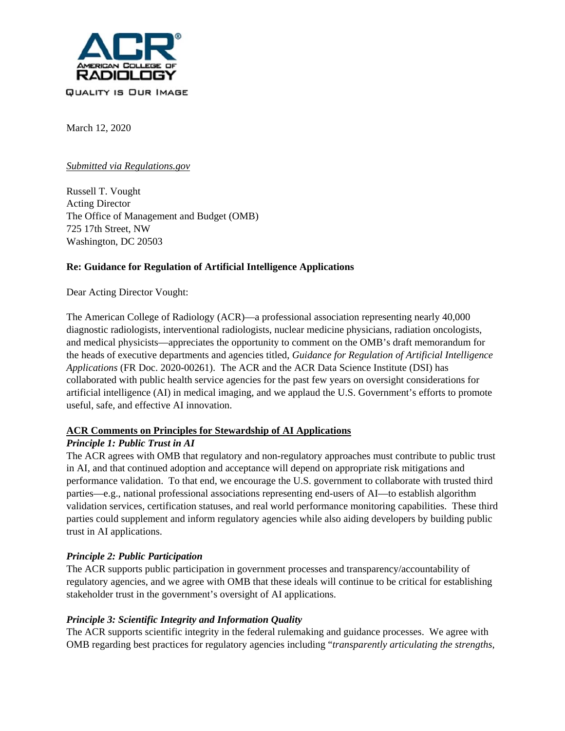AMERICAN COLLEGE OF RADIOLOGY

QUALITY IS OUR IMAGE

March 12, 2020

*Submitted via Regulations.gov*

Russell T. Vought
Acting Director
The Office of Management and Budget (OMB)
725 17th Street, NW
Washington, DC 20503

**Re: Guidance for Regulation of Artificial Intelligence Applications**

Dear Acting Director Vought:

The American College of Radiology (ACR)—a professional association representing nearly 40,000 diagnostic radiologists, interventional radiologists, nuclear medicine physicians, radiation oncologists, and medical physicists—appreciates the opportunity to comment on the OMB's draft memorandum for the heads of executive departments and agencies titled, *Guidance for Regulation of Artificial Intelligence Applications* (FR Doc. 2020-00261). The ACR and the ACR Data Science Institute (DSI) has collaborated with public health service agencies for the past few years on oversight considerations for artificial intelligence (AI) in medical imaging, and we applaud the U.S. Government's efforts to promote useful, safe, and effective AI innovation.

**ACR Comments on Principles for Stewardship of AI Applications**

***Principle 1: Public Trust in AI***

The ACR agrees with OMB that regulatory and non-regulatory approaches must contribute to public trust in AI, and that continued adoption and acceptance will depend on appropriate risk mitigations and performance validation. To that end, we encourage the U.S. government to collaborate with trusted third parties—e.g., national professional associations representing end-users of AI—to establish algorithm validation services, certification statuses, and real world performance monitoring capabilities. These third parties could supplement and inform regulatory agencies while also aiding developers by building public trust in AI applications.

***Principle 2: Public Participation***

The ACR supports public participation in government processes and transparency/accountability of regulatory agencies, and we agree with OMB that these ideals will continue to be critical for establishing stakeholder trust in the government's oversight of AI applications.

***Principle 3: Scientific Integrity and Information Quality***

The ACR supports scientific integrity in the federal rulemaking and guidance processes. We agree with OMB regarding best practices for regulatory agencies including "*transparently articulating the strengths,*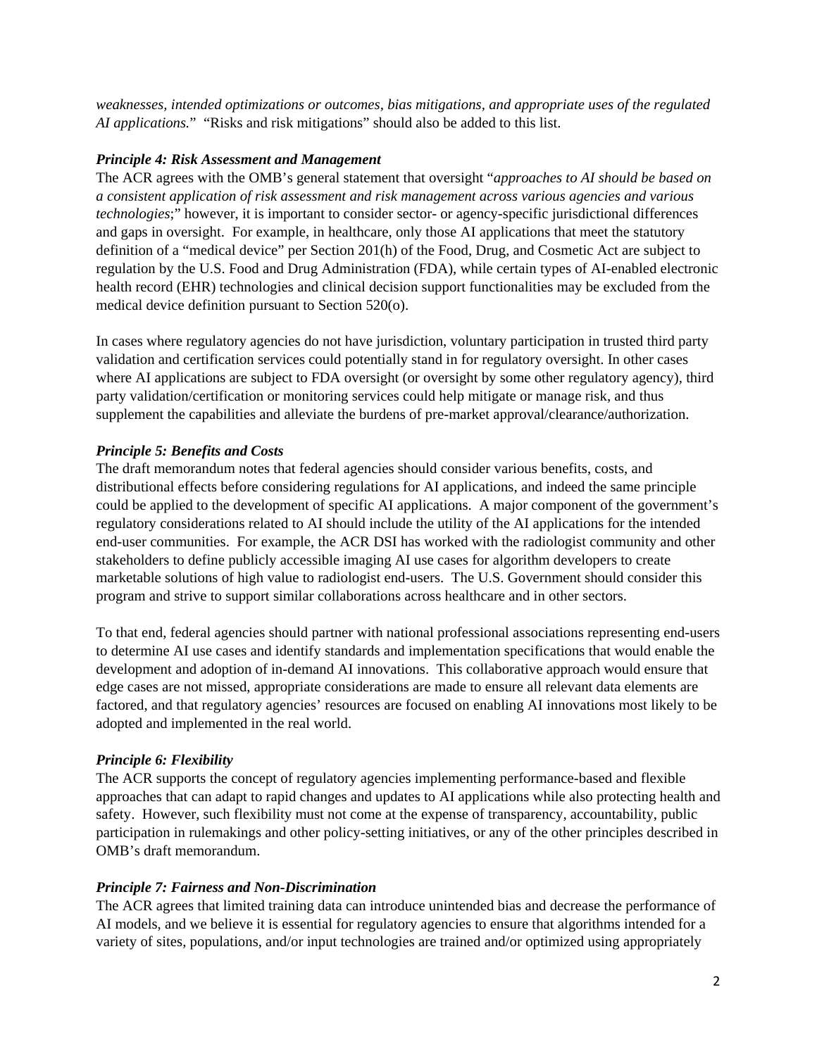*weaknesses, intended optimizations or outcomes, bias mitigations, and appropriate uses of the regulated AI applications.*" "Risks and risk mitigations" should also be added to this list.

***Principle 4: Risk Assessment and Management***

The ACR agrees with the OMB's general statement that oversight "*approaches to AI should be based on a consistent application of risk assessment and risk management across various agencies and various technologies*;" however, it is important to consider sector- or agency-specific jurisdictional differences and gaps in oversight. For example, in healthcare, only those AI applications that meet the statutory definition of a "medical device" per Section 201(h) of the Food, Drug, and Cosmetic Act are subject to regulation by the U.S. Food and Drug Administration (FDA), while certain types of AI-enabled electronic health record (EHR) technologies and clinical decision support functionalities may be excluded from the medical device definition pursuant to Section 520(o).

In cases where regulatory agencies do not have jurisdiction, voluntary participation in trusted third party validation and certification services could potentially stand in for regulatory oversight. In other cases where AI applications are subject to FDA oversight (or oversight by some other regulatory agency), third party validation/certification or monitoring services could help mitigate or manage risk, and thus supplement the capabilities and alleviate the burdens of pre-market approval/clearance/authorization.

***Principle 5: Benefits and Costs***

The draft memorandum notes that federal agencies should consider various benefits, costs, and distributional effects before considering regulations for AI applications, and indeed the same principle could be applied to the development of specific AI applications. A major component of the government's regulatory considerations related to AI should include the utility of the AI applications for the intended end-user communities. For example, the ACR DSI has worked with the radiologist community and other stakeholders to define publicly accessible imaging AI use cases for algorithm developers to create marketable solutions of high value to radiologist end-users. The U.S. Government should consider this program and strive to support similar collaborations across healthcare and in other sectors.

To that end, federal agencies should partner with national professional associations representing end-users to determine AI use cases and identify standards and implementation specifications that would enable the development and adoption of in-demand AI innovations. This collaborative approach would ensure that edge cases are not missed, appropriate considerations are made to ensure all relevant data elements are factored, and that regulatory agencies' resources are focused on enabling AI innovations most likely to be adopted and implemented in the real world.

***Principle 6: Flexibility***

The ACR supports the concept of regulatory agencies implementing performance-based and flexible approaches that can adapt to rapid changes and updates to AI applications while also protecting health and safety. However, such flexibility must not come at the expense of transparency, accountability, public participation in rulemakings and other policy-setting initiatives, or any of the other principles described in OMB's draft memorandum.

***Principle 7: Fairness and Non-Discrimination***

The ACR agrees that limited training data can introduce unintended bias and decrease the performance of AI models, and we believe it is essential for regulatory agencies to ensure that algorithms intended for a variety of sites, populations, and/or input technologies are trained and/or optimized using appropriately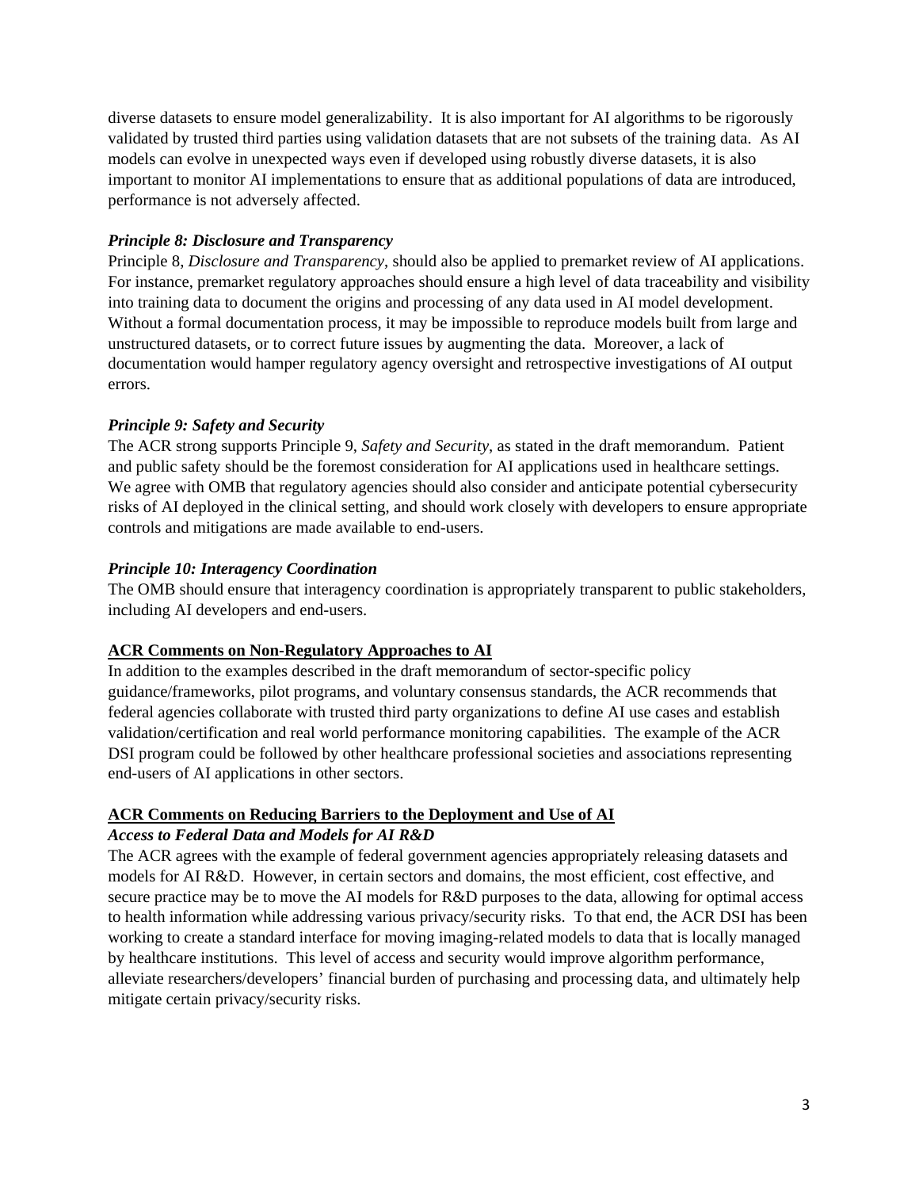diverse datasets to ensure model generalizability. It is also important for AI algorithms to be rigorously validated by trusted third parties using validation datasets that are not subsets of the training data. As AI models can evolve in unexpected ways even if developed using robustly diverse datasets, it is also important to monitor AI implementations to ensure that as additional populations of data are introduced, performance is not adversely affected.

***Principle 8: Disclosure and Transparency***

Principle 8, *Disclosure and Transparency*, should also be applied to premarket review of AI applications. For instance, premarket regulatory approaches should ensure a high level of data traceability and visibility into training data to document the origins and processing of any data used in AI model development. Without a formal documentation process, it may be impossible to reproduce models built from large and unstructured datasets, or to correct future issues by augmenting the data. Moreover, a lack of documentation would hamper regulatory agency oversight and retrospective investigations of AI output errors.

***Principle 9: Safety and Security***

The ACR strong supports Principle 9, *Safety and Security*, as stated in the draft memorandum. Patient and public safety should be the foremost consideration for AI applications used in healthcare settings. We agree with OMB that regulatory agencies should also consider and anticipate potential cybersecurity risks of AI deployed in the clinical setting, and should work closely with developers to ensure appropriate controls and mitigations are made available to end-users.

***Principle 10: Interagency Coordination***

The OMB should ensure that interagency coordination is appropriately transparent to public stakeholders, including AI developers and end-users.

**ACR Comments on Non-Regulatory Approaches to AI**

In addition to the examples described in the draft memorandum of sector-specific policy guidance/frameworks, pilot programs, and voluntary consensus standards, the ACR recommends that federal agencies collaborate with trusted third party organizations to define AI use cases and establish validation/certification and real world performance monitoring capabilities. The example of the ACR DSI program could be followed by other healthcare professional societies and associations representing end-users of AI applications in other sectors.

**ACR Comments on Reducing Barriers to the Deployment and Use of AI**

***Access to Federal Data and Models for AI R&D***

The ACR agrees with the example of federal government agencies appropriately releasing datasets and models for AI R&D. However, in certain sectors and domains, the most efficient, cost effective, and secure practice may be to move the AI models for R&D purposes to the data, allowing for optimal access to health information while addressing various privacy/security risks. To that end, the ACR DSI has been working to create a standard interface for moving imaging-related models to data that is locally managed by healthcare institutions. This level of access and security would improve algorithm performance, alleviate researchers/developers' financial burden of purchasing and processing data, and ultimately help mitigate certain privacy/security risks.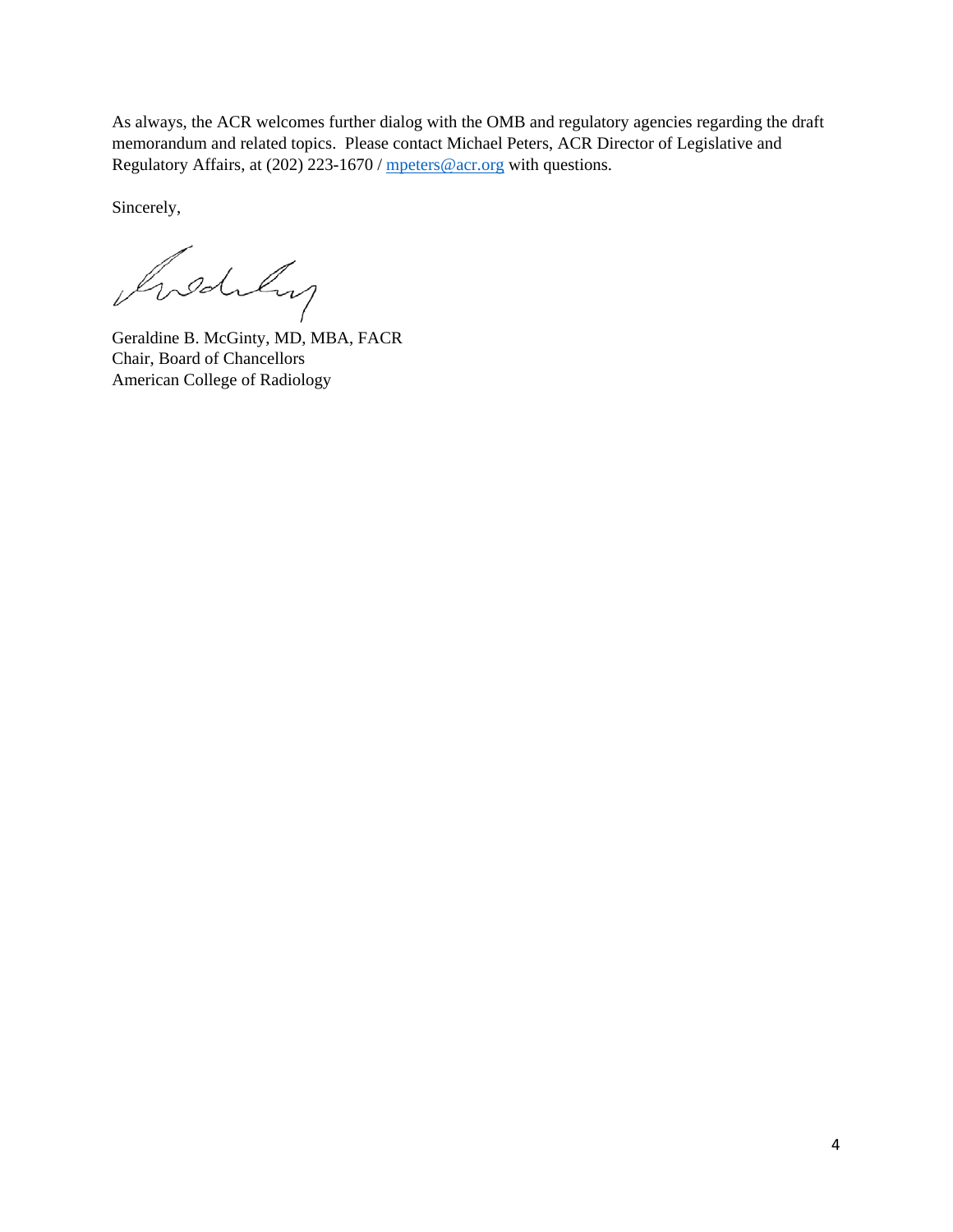As always, the ACR welcomes further dialog with the OMB and regulatory agencies regarding the draft memorandum and related topics. Please contact Michael Peters, ACR Director of Legislative and Regulatory Affairs, at (202) 223-1670 / mpeters@acr.org with questions.

Sincerely,

Geraldine B. McGinty, MD, MBA, FACR
Chair, Board of Chancellors
American College of Radiology